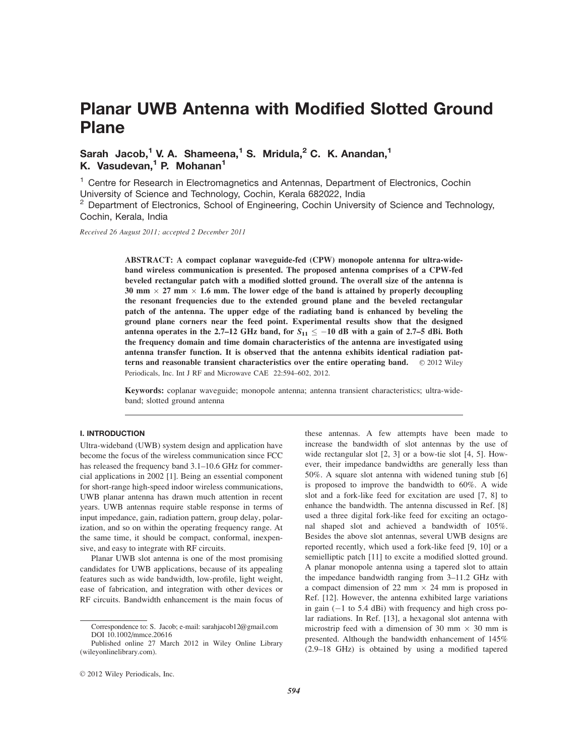# Planar UWB Antenna with Modified Slotted Ground Plane

**Sarah Jacob,[1] V. A. Shameena,[1] S. Mridula,[2] C. K. Anandan,[1] K. Vasudevan,[1] P. Mohanan[1]**

[1] Centre for Research in Electromagnetics and Antennas, Department of Electronics, Cochin University of Science and Technology, Cochin, Kerala 682022, India
[2] Department of Electronics, School of Engineering, Cochin University of Science and Technology, Cochin, Kerala, India

*Received 26 August 2011; accepted 2 December 2011*

**ABSTRACT: A compact coplanar waveguide-fed (CPW) monopole antenna for ultra-wide-band wireless communication is presented. The proposed antenna comprises of a CPW-fed beveled rectangular patch with a modified slotted ground. The overall size of the antenna is 30 mm × 27 mm × 1.6 mm. The lower edge of the band is attained by properly decoupling the resonant frequencies due to the extended ground plane and the beveled rectangular patch of the antenna. The upper edge of the radiating band is enhanced by beveling the ground plane corners near the feed point. Experimental results show that the designed antenna operates in the 2.7–12 GHz band, for $S_{11} \leq -10$ dB with a gain of 2.7–5 dBi. Both the frequency domain and time domain characteristics of the antenna are investigated using antenna transfer function. It is observed that the antenna exhibits identical radiation patterns and reasonable transient characteristics over the entire operating band.** © 2012 Wiley Periodicals, Inc. Int J RF and Microwave CAE 22:594–602, 2012.

**Keywords:** coplanar waveguide; monopole antenna; antenna transient characteristics; ultra-wide-band; slotted ground antenna

## I. INTRODUCTION

Ultra-wideband (UWB) system design and application have become the focus of the wireless communication since FCC has released the frequency band 3.1–10.6 GHz for commercial applications in 2002 [1]. Being an essential component for short-range high-speed indoor wireless communications, UWB planar antenna has drawn much attention in recent years. UWB antennas require stable response in terms of input impedance, gain, radiation pattern, group delay, polarization, and so on within the operating frequency range. At the same time, it should be compact, conformal, inexpensive, and easy to integrate with RF circuits.

Planar UWB slot antenna is one of the most promising candidates for UWB applications, because of its appealing features such as wide bandwidth, low-profile, light weight, ease of fabrication, and integration with other devices or RF circuits. Bandwidth enhancement is the main focus of these antennas. A few attempts have been made to increase the bandwidth of slot antennas by the use of wide rectangular slot [2, 3] or a bow-tie slot [4, 5]. However, their impedance bandwidths are generally less than 50%. A square slot antenna with widened tuning stub [6] is proposed to improve the bandwidth to 60%. A wide slot and a fork-like feed for excitation are used [7, 8] to enhance the bandwidth. The antenna discussed in Ref. [8] used a three digital fork-like feed for exciting an octagonal shaped slot and achieved a bandwidth of 105%. Besides the above slot antennas, several UWB designs are reported recently, which used a fork-like feed [9, 10] or a semielliptic patch [11] to excite a modified slotted ground. A planar monopole antenna using a tapered slot to attain the impedance bandwidth ranging from 3–11.2 GHz with a compact dimension of 22 mm × 24 mm is proposed in Ref. [12]. However, the antenna exhibited large variations in gain (−1 to 5.4 dBi) with frequency and high cross polar radiations. In Ref. [13], a hexagonal slot antenna with microstrip feed with a dimension of 30 mm × 30 mm is presented. Although the bandwidth enhancement of 145% (2.9–18 GHz) is obtained by using a modified tapered

---

Correspondence to: S. Jacob; e-mail: sarahjacob12@gmail.com
DOI 10.1002/mmce.20616
Published online 27 March 2012 in Wiley Online Library (wileyonlinelibrary.com).

© 2012 Wiley Periodicals, Inc.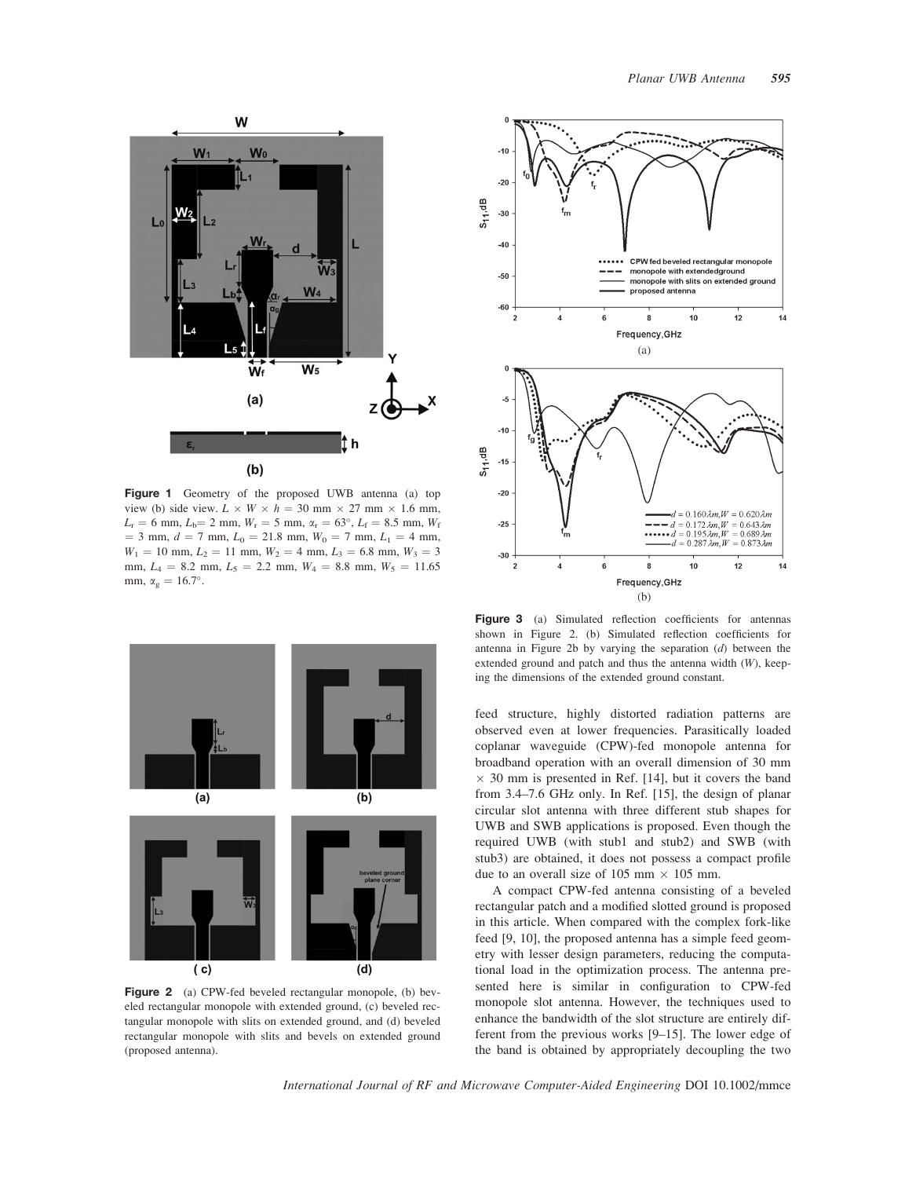W

$W_1$ $W_0$

$L_1$

$W_2$

$L_0$ $L_2$

L

$W_r$ d

$L_r$

$W_3$

$L_3$

$L_b$ $\alpha_r$ $W_4$

$\alpha_g$

$L_4$ $L_f$

$L_5$

$W_f$ $W_5$

Y

(a)

Z X

$\varepsilon_r$ h

(b)

**Figure 1** Geometry of the proposed UWB antenna (a) top view (b) side view. $L \times W \times h = 30$ mm $\times$ 27 mm $\times$ 1.6 mm, $L_r = 6$ mm, $L_b = 2$ mm, $W_r = 5$ mm, $\alpha_r = 63°$, $L_f = 8.5$ mm, $W_f = 3$ mm, $d = 7$ mm, $L_0 = 21.8$ mm, $W_0 = 7$ mm, $L_1 = 4$ mm, $W_1 = 10$ mm, $L_2 = 11$ mm, $W_2 = 4$ mm, $L_3 = 6.8$ mm, $W_3 = 3$ mm, $L_4 = 8.2$ mm, $L_5 = 2.2$ mm, $W_4 = 8.8$ mm, $W_5 = 11.65$ mm, $\alpha_g = 16.7°$.

$L_r$

$L_b$

(a)

d

(b)

$L_3$

$W_3$

( c)

beveled ground plane corner

$\alpha_g$

(d)

**Figure 2** (a) CPW-fed beveled rectangular monopole, (b) beveled rectangular monopole with extended ground, (c) beveled rectangular monopole with slits on extended ground, and (d) beveled rectangular monopole with slits and bevels on extended ground (proposed antenna).

0
-10
-20
-30
-40
-50
-60

$S_{11}$,dB

$f_0$ $f_r$ $f_m$

CPW fed beveled rectangular monopole
monopole with extendedground
monopole with slits on extended ground
proposed antenna

2 4 6 8 10 12 14

Frequency,GHz

(a)

0
-5
-10
-15
-20
-25
-30

$S_{11}$,dB

$f_g$ $f_r$ $f_m$

$d = 0.160\lambda m, W = 0.620\lambda m$
$d = 0.172\lambda m, W = 0.643\lambda m$
$d = 0.195\lambda m, W = 0.689\lambda m$
$d = 0.287\lambda m, W = 0.873\lambda m$

2 4 6 8 10 12 14

Frequency,GHz

(b)

**Figure 3** (a) Simulated reflection coefficients for antennas shown in Figure 2. (b) Simulated reflection coefficients for antenna in Figure 2b by varying the separation ($d$) between the extended ground and patch and thus the antenna width ($W$), keeping the dimensions of the extended ground constant.

feed structure, highly distorted radiation patterns are observed even at lower frequencies. Parasitically loaded coplanar waveguide (CPW)-fed monopole antenna for broadband operation with an overall dimension of 30 mm $\times$ 30 mm is presented in Ref. [14], but it covers the band from 3.4–7.6 GHz only. In Ref. [15], the design of planar circular slot antenna with three different stub shapes for UWB and SWB applications is proposed. Even though the required UWB (with stub1 and stub2) and SWB (with stub3) are obtained, it does not possess a compact profile due to an overall size of 105 mm $\times$ 105 mm.

A compact CPW-fed antenna consisting of a beveled rectangular patch and a modified slotted ground is proposed in this article. When compared with the complex fork-like feed [9, 10], the proposed antenna has a simple feed geometry with lesser design parameters, reducing the computational load in the optimization process. The antenna presented here is similar in configuration to CPW-fed monopole slot antenna. However, the techniques used to enhance the bandwidth of the slot structure are entirely different from the previous works [9–15]. The lower edge of the band is obtained by appropriately decoupling the two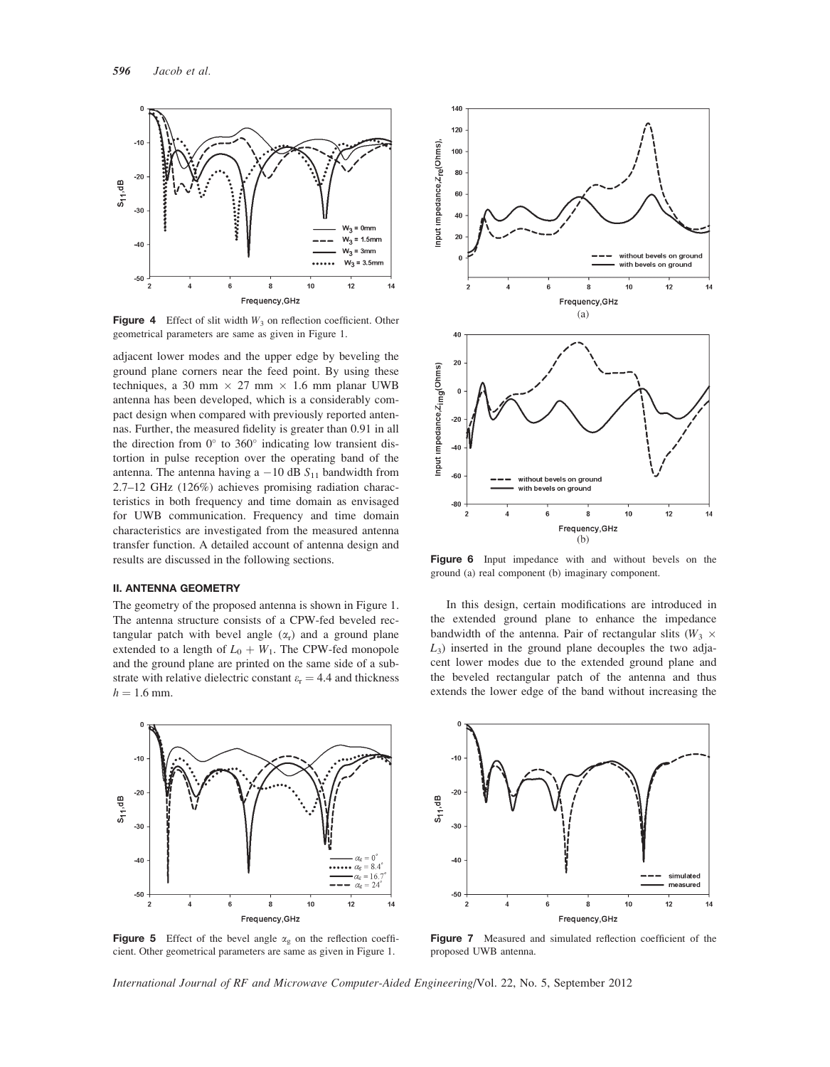0
-10
-20
-30
-40
-50
$S_{11}$,dB
2 4 6 8 10 12 14
Frequency,GHz
$W_3$ = 0mm
$W_3$ = 1.5mm
$W_3$ = 3mm
$W_3$ = 3.5mm

**Figure 4** Effect of slit width $W_3$ on reflection coefficient. Other geometrical parameters are same as given in Figure 1.

adjacent lower modes and the upper edge by beveling the ground plane corners near the feed point. By using these techniques, a 30 mm × 27 mm × 1.6 mm planar UWB antenna has been developed, which is a considerably compact design when compared with previously reported antennas. Further, the measured fidelity is greater than 0.91 in all the direction from 0° to 360° indicating low transient distortion in pulse reception over the operating band of the antenna. The antenna having a −10 dB $S_{11}$ bandwidth from 2.7–12 GHz (126%) achieves promising radiation characteristics in both frequency and time domain as envisaged for UWB communication. Frequency and time domain characteristics are investigated from the measured antenna transfer function. A detailed account of antenna design and results are discussed in the following sections.

## II. ANTENNA GEOMETRY

The geometry of the proposed antenna is shown in Figure 1. The antenna structure consists of a CPW-fed beveled rectangular patch with bevel angle ($\alpha_r$) and a ground plane extended to a length of $L_0 + W_1$. The CPW-fed monopole and the ground plane are printed on the same side of a substrate with relative dielectric constant $\varepsilon_r = 4.4$ and thickness $h = 1.6$ mm.

0
-10
-20
-30
-40
-50
$S_{11}$,dB
2 4 6 8 10 12 14
Frequency,GHz
$\alpha_g = 0°$
$\alpha_g = 8.4°$
$\alpha_g = 16.7°$
$\alpha_g = 24°$

**Figure 5** Effect of the bevel angle $\alpha_g$ on the reflection coefficient. Other geometrical parameters are same as given in Figure 1.

140
120
100
80
60
40
20
0
Input impedance,$Z_{re}$(Ohms),
2 4 6 8 10 12 14
Frequency,GHz
without bevels on ground
with bevels on ground
(a)

40
20
0
-20
-40
-60
-80
Input impedance,$Z_{img}$(Ohms)
2 4 6 8 10 12 14
Frequency,GHz
without bevels on ground
with bevels on ground
(b)

**Figure 6** Input impedance with and without bevels on the ground (a) real component (b) imaginary component.

In this design, certain modifications are introduced in the extended ground plane to enhance the impedance bandwidth of the antenna. Pair of rectangular slits ($W_3 \times L_3$) inserted in the ground plane decouples the two adjacent lower modes due to the extended ground plane and the beveled rectangular patch of the antenna and thus extends the lower edge of the band without increasing the

0
-10
-20
-30
-40
-50
$S_{11}$,dB
2 4 6 8 10 12 14
Frequency,GHz
simulated
measured

**Figure 7** Measured and simulated reflection coefficient of the proposed UWB antenna.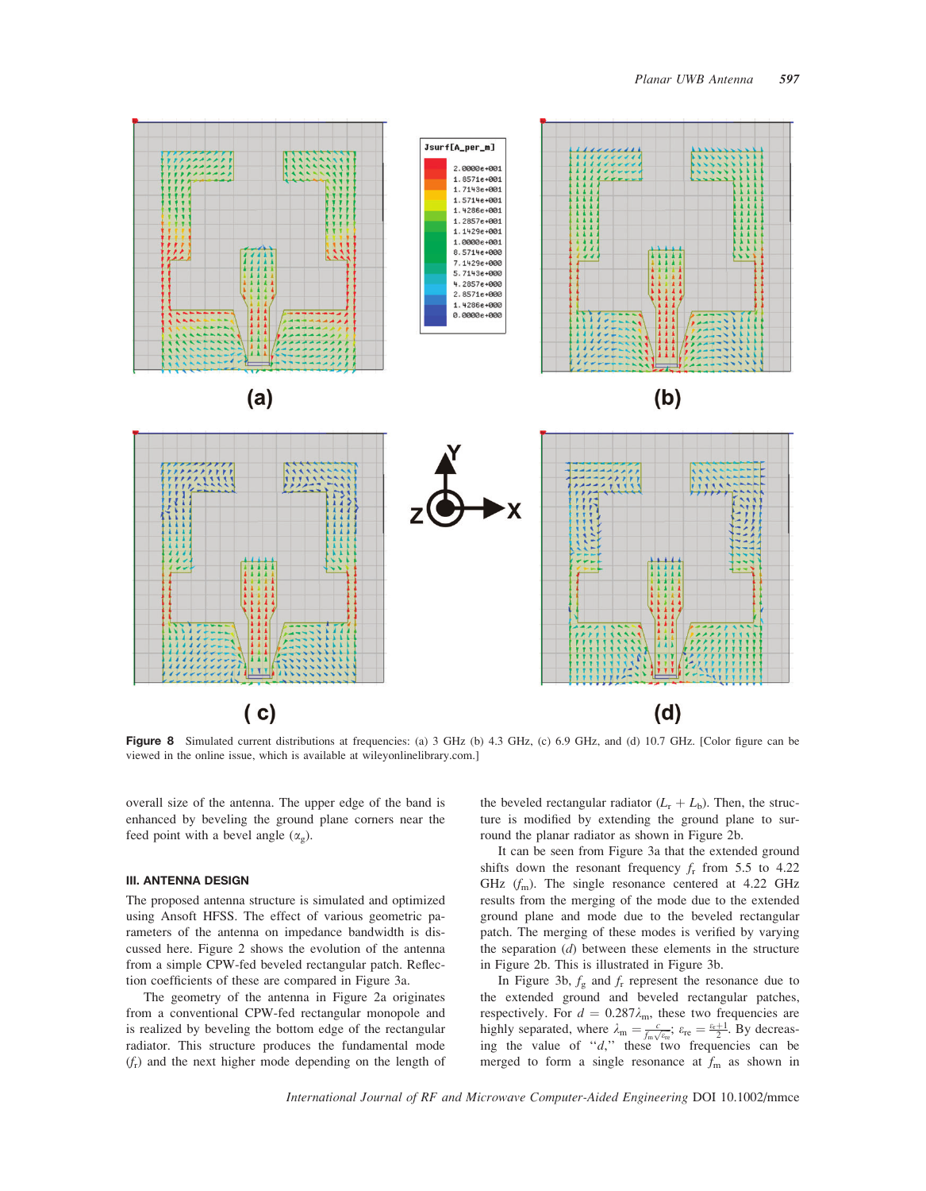Jsurf[A_per_m]

2.0000e+001
1.8571e+001
1.7143e+001
1.5714e+001
1.4286e+001
1.2857e+001
1.1429e+001
1.0000e+001
8.5714e+000
7.1429e+000
5.7143e+000
4.2857e+000
2.8571e+000
1.4286e+000
0.0000e+000

(a)

(b)

( c)

(d)

Y

Z

X

**Figure 8** Simulated current distributions at frequencies: (a) 3 GHz (b) 4.3 GHz, (c) 6.9 GHz, and (d) 10.7 GHz. [Color figure can be viewed in the online issue, which is available at wileyonlinelibrary.com.]

overall size of the antenna. The upper edge of the band is enhanced by beveling the ground plane corners near the feed point with a bevel angle ($\alpha_g$).

### III. ANTENNA DESIGN

The proposed antenna structure is simulated and optimized using Ansoft HFSS. The effect of various geometric parameters of the antenna on impedance bandwidth is discussed here. Figure 2 shows the evolution of the antenna from a simple CPW-fed beveled rectangular patch. Reflection coefficients of these are compared in Figure 3a.

The geometry of the antenna in Figure 2a originates from a conventional CPW-fed rectangular monopole and is realized by beveling the bottom edge of the rectangular radiator. This structure produces the fundamental mode ($f_r$) and the next higher mode depending on the length of the beveled rectangular radiator ($L_r + L_b$). Then, the structure is modified by extending the ground plane to surround the planar radiator as shown in Figure 2b.

It can be seen from Figure 3a that the extended ground shifts down the resonant frequency $f_r$ from 5.5 to 4.22 GHz ($f_m$). The single resonance centered at 4.22 GHz results from the merging of the mode due to the extended ground plane and mode due to the beveled rectangular patch. The merging of these modes is verified by varying the separation ($d$) between these elements in the structure in Figure 2b. This is illustrated in Figure 3b.

In Figure 3b, $f_g$ and $f_r$ represent the resonance due to the extended ground and beveled rectangular patches, respectively. For $d = 0.287\lambda_m$, these two frequencies are highly separated, where $\lambda_m = \frac{c}{f_m\sqrt{\varepsilon_{re}}}$; $\varepsilon_{re} = \frac{\varepsilon_r+1}{2}$. By decreasing the value of "$d$," these two frequencies can be merged to form a single resonance at $f_m$ as shown in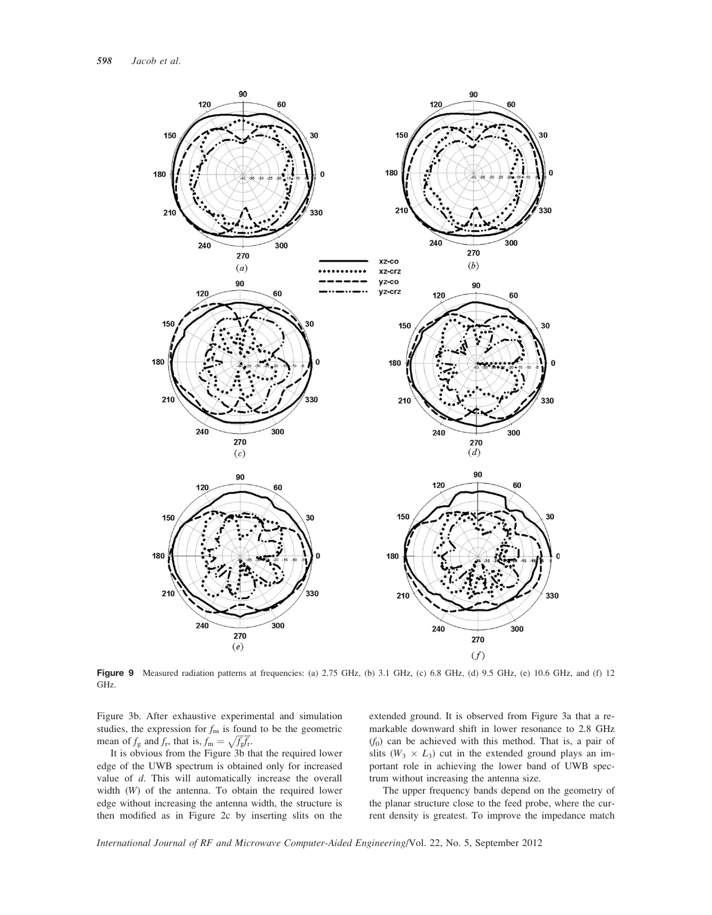90
120
60
150
30
180
0
210
330
240
300
270
(a)

90
120
60
150
30
180
0
210
330
240
300
270
(b)

xz-co
xz-crz
yz-co
yz-crz

90
120
60
150
30
180
0
210
330
240
300
270
(c)

90
120
60
150
30
180
0
210
330
240
300
270
(d)

90
120
60
150
30
180
0
210
330
240
300
270
(e)

90
120
60
150
30
180
0
210
330
240
300
270
(f)

**Figure 9** Measured radiation patterns at frequencies: (a) 2.75 GHz, (b) 3.1 GHz, (c) 6.8 GHz, (d) 9.5 GHz, (e) 10.6 GHz, and (f) 12 GHz.

Figure 3b. After exhaustive experimental and simulation studies, the expression for $f_m$ is found to be the geometric mean of $f_g$ and $f_r$, that is, $f_m = \sqrt{f_g f_r}$.

It is obvious from the Figure 3b that the required lower edge of the UWB spectrum is obtained only for increased value of $d$. This will automatically increase the overall width ($W$) of the antenna. To obtain the required lower edge without increasing the antenna width, the structure is then modified as in Figure 2c by inserting slits on the extended ground. It is observed from Figure 3a that a remarkable downward shift in lower resonance to 2.8 GHz ($f_0$) can be achieved with this method. That is, a pair of slits ($W_3 \times L_3$) cut in the extended ground plays an important role in achieving the lower band of UWB spectrum without increasing the antenna size.

The upper frequency bands depend on the geometry of the planar structure close to the feed probe, where the current density is greatest. To improve the impedance match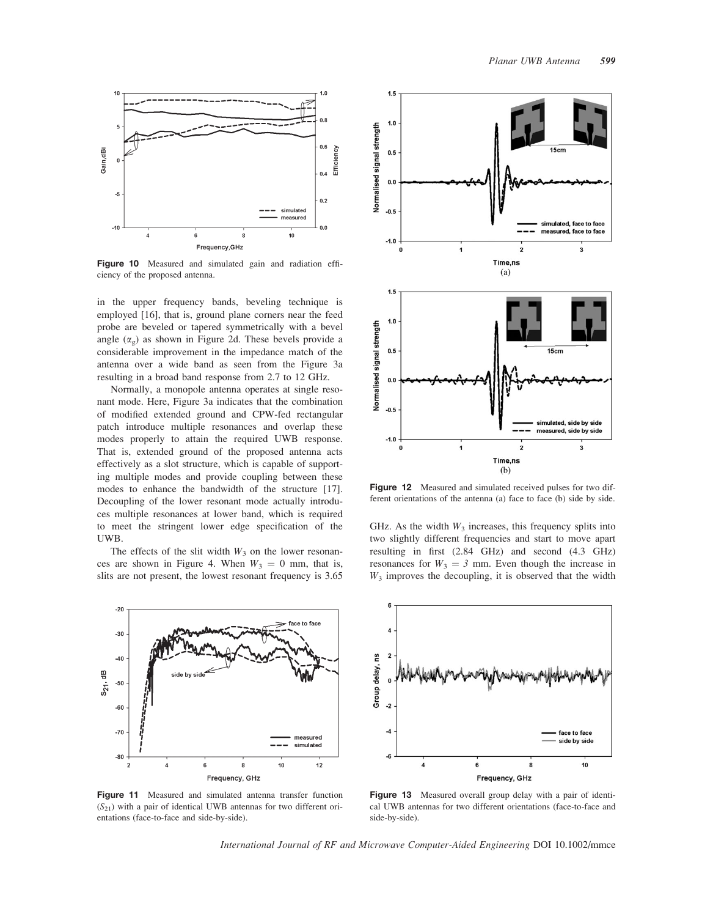Gain,dBi

Efficiency

Frequency,GHz

simulated

measured

**Figure 10** Measured and simulated gain and radiation efficiency of the proposed antenna.

in the upper frequency bands, beveling technique is employed [16], that is, ground plane corners near the feed probe are beveled or tapered symmetrically with a bevel angle ($\alpha_g$) as shown in Figure 2d. These bevels provide a considerable improvement in the impedance match of the antenna over a wide band as seen from the Figure 3a resulting in a broad band response from 2.7 to 12 GHz.

Normally, a monopole antenna operates at single resonant mode. Here, Figure 3a indicates that the combination of modified extended ground and CPW-fed rectangular patch introduce multiple resonances and overlap these modes properly to attain the required UWB response. That is, extended ground of the proposed antenna acts effectively as a slot structure, which is capable of supporting multiple modes and provide coupling between these modes to enhance the bandwidth of the structure [17]. Decoupling of the lower resonant mode actually introduces multiple resonances at lower band, which is required to meet the stringent lower edge specification of the UWB.

The effects of the slit width $W_3$ on the lower resonances are shown in Figure 4. When $W_3$ = 0 mm, that is, slits are not present, the lowest resonant frequency is 3.65 GHz. As the width $W_3$ increases, this frequency splits into two slightly different frequencies and start to move apart resulting in first (2.84 GHz) and second (4.3 GHz) resonances for $W_3$ = *3* mm. Even though the increase in $W_3$ improves the decoupling, it is observed that the width

Normalised signal strength

15cm

simulated, face to face

measured, face to face

Time,ns

(a)

Normalised signal strength

15cm

simulated, side by side

measured, side by side

Time,ns

(b)

**Figure 12** Measured and simulated received pulses for two different orientations of the antenna (a) face to face (b) side by side.

$S_{21}$, dB

face to face

side by side

measured

simulated

Frequency, GHz

**Figure 11** Measured and simulated antenna transfer function ($S_{21}$) with a pair of identical UWB antennas for two different orientations (face-to-face and side-by-side).

Group delay, ns

face to face

side by side

Frequency, GHz

**Figure 13** Measured overall group delay with a pair of identical UWB antennas for two different orientations (face-to-face and side-by-side).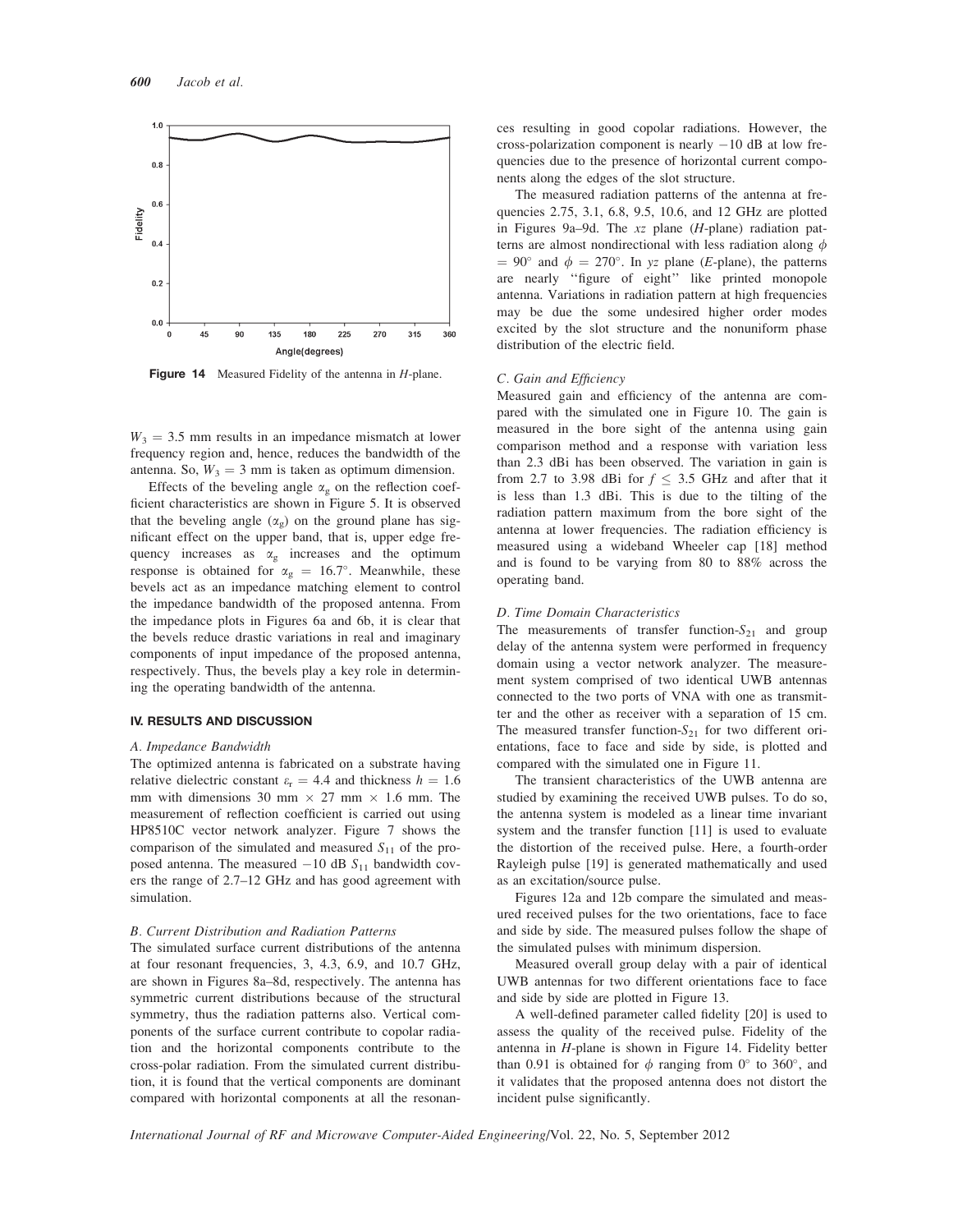1.0

0.8

0.6

0.4

0.2

0.0

Fidelity

0 45 90 135 180 225 270 315 360

Angle(degrees)

**Figure 14** Measured Fidelity of the antenna in *H*-plane.

$W_3 = 3.5$ mm results in an impedance mismatch at lower frequency region and, hence, reduces the bandwidth of the antenna. So, $W_3 = 3$ mm is taken as optimum dimension.

Effects of the beveling angle $\alpha_g$ on the reflection coefficient characteristics are shown in Figure 5. It is observed that the beveling angle ($\alpha_g$) on the ground plane has significant effect on the upper band, that is, upper edge frequency increases as $\alpha_g$ increases and the optimum response is obtained for $\alpha_g = 16.7°$. Meanwhile, these bevels act as an impedance matching element to control the impedance bandwidth of the proposed antenna. From the impedance plots in Figures 6a and 6b, it is clear that the bevels reduce drastic variations in real and imaginary components of input impedance of the proposed antenna, respectively. Thus, the bevels play a key role in determining the operating bandwidth of the antenna.

## IV. RESULTS AND DISCUSSION

### *A. Impedance Bandwidth*

The optimized antenna is fabricated on a substrate having relative dielectric constant $\varepsilon_r = 4.4$ and thickness $h = 1.6$ mm with dimensions 30 mm × 27 mm × 1.6 mm. The measurement of reflection coefficient is carried out using HP8510C vector network analyzer. Figure 7 shows the comparison of the simulated and measured $S_{11}$ of the proposed antenna. The measured −10 dB $S_{11}$ bandwidth covers the range of 2.7–12 GHz and has good agreement with simulation.

### *B. Current Distribution and Radiation Patterns*

The simulated surface current distributions of the antenna at four resonant frequencies, 3, 4.3, 6.9, and 10.7 GHz, are shown in Figures 8a–8d, respectively. The antenna has symmetric current distributions because of the structural symmetry, thus the radiation patterns also. Vertical components of the surface current contribute to copolar radiation and the horizontal components contribute to the cross-polar radiation. From the simulated current distribution, it is found that the vertical components are dominant compared with horizontal components at all the resonances resulting in good copolar radiations. However, the cross-polarization component is nearly −10 dB at low frequencies due to the presence of horizontal current components along the edges of the slot structure.

The measured radiation patterns of the antenna at frequencies 2.75, 3.1, 6.8, 9.5, 10.6, and 12 GHz are plotted in Figures 9a–9d. The *xz* plane (*H*-plane) radiation patterns are almost nondirectional with less radiation along $\phi = 90°$ and $\phi = 270°$. In *yz* plane (*E*-plane), the patterns are nearly ''figure of eight'' like printed monopole antenna. Variations in radiation pattern at high frequencies may be due the some undesired higher order modes excited by the slot structure and the nonuniform phase distribution of the electric field.

### *C. Gain and Efficiency*

Measured gain and efficiency of the antenna are compared with the simulated one in Figure 10. The gain is measured in the bore sight of the antenna using gain comparison method and a response with variation less than 2.3 dBi has been observed. The variation in gain is from 2.7 to 3.98 dBi for $f \leq 3.5$ GHz and after that it is less than 1.3 dBi. This is due to the tilting of the radiation pattern maximum from the bore sight of the antenna at lower frequencies. The radiation efficiency is measured using a wideband Wheeler cap [18] method and is found to be varying from 80 to 88% across the operating band.

### *D. Time Domain Characteristics*

The measurements of transfer function-$S_{21}$ and group delay of the antenna system were performed in frequency domain using a vector network analyzer. The measurement system comprised of two identical UWB antennas connected to the two ports of VNA with one as transmitter and the other as receiver with a separation of 15 cm. The measured transfer function-$S_{21}$ for two different orientations, face to face and side by side, is plotted and compared with the simulated one in Figure 11.

The transient characteristics of the UWB antenna are studied by examining the received UWB pulses. To do so, the antenna system is modeled as a linear time invariant system and the transfer function [11] is used to evaluate the distortion of the received pulse. Here, a fourth-order Rayleigh pulse [19] is generated mathematically and used as an excitation/source pulse.

Figures 12a and 12b compare the simulated and measured received pulses for the two orientations, face to face and side by side. The measured pulses follow the shape of the simulated pulses with minimum dispersion.

Measured overall group delay with a pair of identical UWB antennas for two different orientations face to face and side by side are plotted in Figure 13.

A well-defined parameter called fidelity [20] is used to assess the quality of the received pulse. Fidelity of the antenna in *H*-plane is shown in Figure 14. Fidelity better than 0.91 is obtained for $\phi$ ranging from 0° to 360°, and it validates that the proposed antenna does not distort the incident pulse significantly.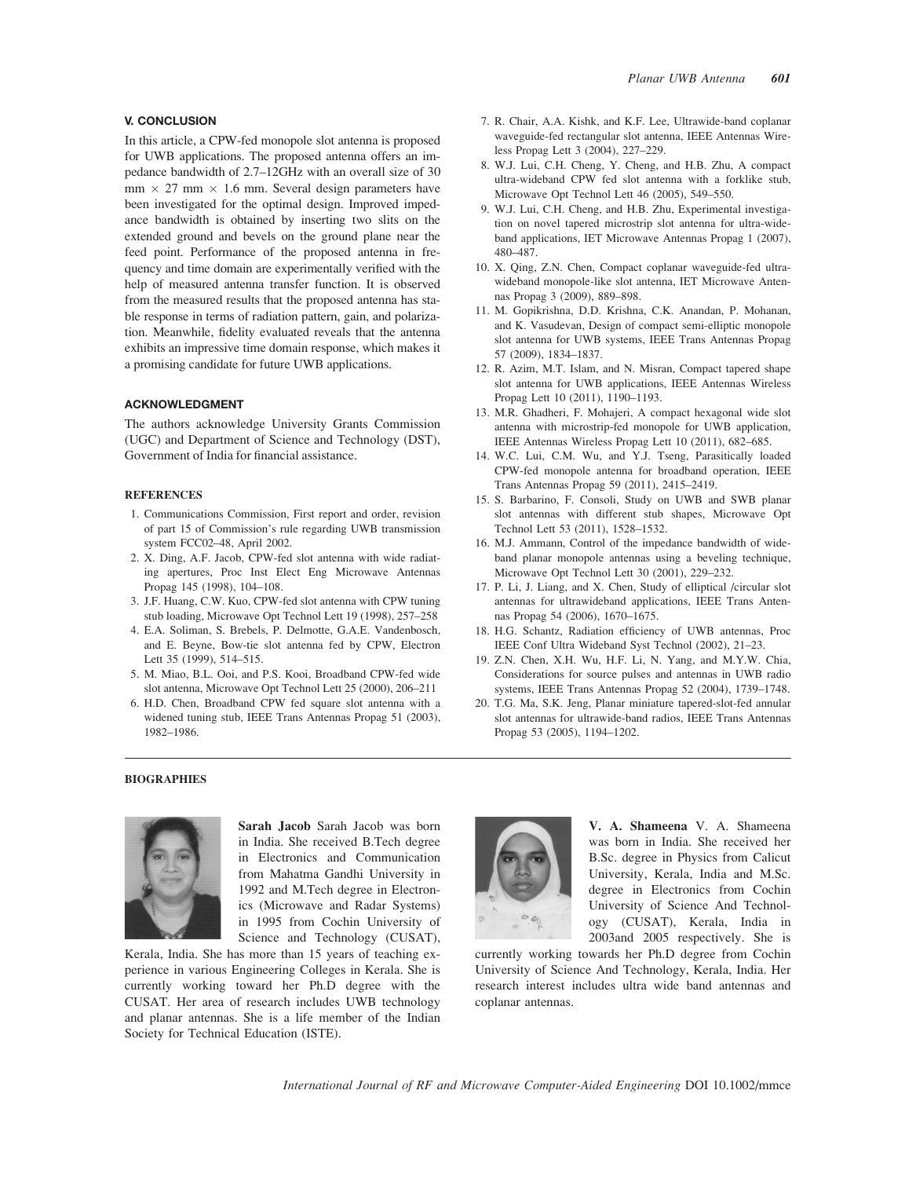## V. CONCLUSION

In this article, a CPW-fed monopole slot antenna is proposed for UWB applications. The proposed antenna offers an impedance bandwidth of 2.7–12GHz with an overall size of 30 mm × 27 mm × 1.6 mm. Several design parameters have been investigated for the optimal design. Improved impedance bandwidth is obtained by inserting two slits on the extended ground and bevels on the ground plane near the feed point. Performance of the proposed antenna in frequency and time domain are experimentally verified with the help of measured antenna transfer function. It is observed from the measured results that the proposed antenna has stable response in terms of radiation pattern, gain, and polarization. Meanwhile, fidelity evaluated reveals that the antenna exhibits an impressive time domain response, which makes it a promising candidate for future UWB applications.

## ACKNOWLEDGMENT

The authors acknowledge University Grants Commission (UGC) and Department of Science and Technology (DST), Government of India for financial assistance.

## REFERENCES

1. Communications Commission, First report and order, revision of part 15 of Commission's rule regarding UWB transmission system FCC02–48, April 2002.
2. X. Ding, A.F. Jacob, CPW-fed slot antenna with wide radiating apertures, Proc Inst Elect Eng Microwave Antennas Propag 145 (1998), 104–108.
3. J.F. Huang, C.W. Kuo, CPW-fed slot antenna with CPW tuning stub loading, Microwave Opt Technol Lett 19 (1998), 257–258
4. E.A. Soliman, S. Brebels, P. Delmotte, G.A.E. Vandenbosch, and E. Beyne, Bow-tie slot antenna fed by CPW, Electron Lett 35 (1999), 514–515.
5. M. Miao, B.L. Ooi, and P.S. Kooi, Broadband CPW-fed wide slot antenna, Microwave Opt Technol Lett 25 (2000), 206–211
6. H.D. Chen, Broadband CPW fed square slot antenna with a widened tuning stub, IEEE Trans Antennas Propag 51 (2003), 1982–1986.
7. R. Chair, A.A. Kishk, and K.F. Lee, Ultrawide-band coplanar waveguide-fed rectangular slot antenna, IEEE Antennas Wireless Propag Lett 3 (2004), 227–229.
8. W.J. Lui, C.H. Cheng, Y. Cheng, and H.B. Zhu, A compact ultra-wideband CPW fed slot antenna with a forklike stub, Microwave Opt Technol Lett 46 (2005), 549–550.
9. W.J. Lui, C.H. Cheng, and H.B. Zhu, Experimental investigation on novel tapered microstrip slot antenna for ultra-wideband applications, IET Microwave Antennas Propag 1 (2007), 480–487.
10. X. Qing, Z.N. Chen, Compact coplanar waveguide-fed ultrawideband monopole-like slot antenna, IET Microwave Antennas Propag 3 (2009), 889–898.
11. M. Gopikrishna, D.D. Krishna, C.K. Anandan, P. Mohanan, and K. Vasudevan, Design of compact semi-elliptic monopole slot antenna for UWB systems, IEEE Trans Antennas Propag 57 (2009), 1834–1837.
12. R. Azim, M.T. Islam, and N. Misran, Compact tapered shape slot antenna for UWB applications, IEEE Antennas Wireless Propag Lett 10 (2011), 1190–1193.
13. M.R. Ghadheri, F. Mohajeri, A compact hexagonal wide slot antenna with microstrip-fed monopole for UWB application, IEEE Antennas Wireless Propag Lett 10 (2011), 682–685.
14. W.C. Lui, C.M. Wu, and Y.J. Tseng, Parasitically loaded CPW-fed monopole antenna for broadband operation, IEEE Trans Antennas Propag 59 (2011), 2415–2419.
15. S. Barbarino, F. Consoli, Study on UWB and SWB planar slot antennas with different stub shapes, Microwave Opt Technol Lett 53 (2011), 1528–1532.
16. M.J. Ammann, Control of the impedance bandwidth of wideband planar monopole antennas using a beveling technique, Microwave Opt Technol Lett 30 (2001), 229–232.
17. P. Li, J. Liang, and X. Chen, Study of elliptical /circular slot antennas for ultrawideband applications, IEEE Trans Antennas Propag 54 (2006), 1670–1675.
18. H.G. Schantz, Radiation efficiency of UWB antennas, Proc IEEE Conf Ultra Wideband Syst Technol (2002), 21–23.
19. Z.N. Chen, X.H. Wu, H.F. Li, N. Yang, and M.Y.W. Chia, Considerations for source pulses and antennas in UWB radio systems, IEEE Trans Antennas Propag 52 (2004), 1739–1748.
20. T.G. Ma, S.K. Jeng, Planar miniature tapered-slot-fed annular slot antennas for ultrawide-band radios, IEEE Trans Antennas Propag 53 (2005), 1194–1202.

## BIOGRAPHIES

**Sarah Jacob** Sarah Jacob was born in India. She received B.Tech degree in Electronics and Communication from Mahatma Gandhi University in 1992 and M.Tech degree in Electronics (Microwave and Radar Systems) in 1995 from Cochin University of Science and Technology (CUSAT), Kerala, India. She has more than 15 years of teaching experience in various Engineering Colleges in Kerala. She is currently working toward her Ph.D degree with the CUSAT. Her area of research includes UWB technology and planar antennas. She is a life member of the Indian Society for Technical Education (ISTE).

**V. A. Shameena** V. A. Shameena was born in India. She received her B.Sc. degree in Physics from Calicut University, Kerala, India and M.Sc. degree in Electronics from Cochin University of Science And Technology (CUSAT), Kerala, India in 2003and 2005 respectively. She is currently working towards her Ph.D degree from Cochin University of Science And Technology, Kerala, India. Her research interest includes ultra wide band antennas and coplanar antennas.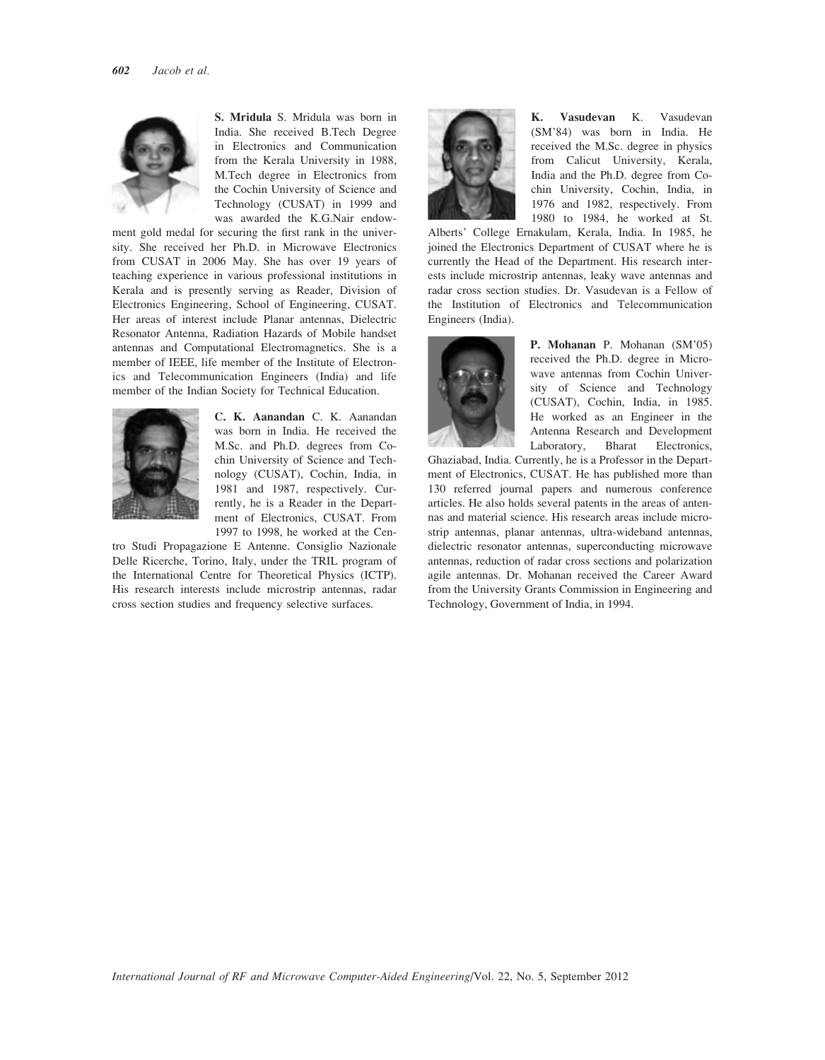**S. Mridula** S. Mridula was born in India. She received B.Tech Degree in Electronics and Communication from the Kerala University in 1988, M.Tech degree in Electronics from the Cochin University of Science and Technology (CUSAT) in 1999 and was awarded the K.G.Nair endowment gold medal for securing the first rank in the university. She received her Ph.D. in Microwave Electronics from CUSAT in 2006 May. She has over 19 years of teaching experience in various professional institutions in Kerala and is presently serving as Reader, Division of Electronics Engineering, School of Engineering, CUSAT. Her areas of interest include Planar antennas, Dielectric Resonator Antenna, Radiation Hazards of Mobile handset antennas and Computational Electromagnetics. She is a member of IEEE, life member of the Institute of Electronics and Telecommunication Engineers (India) and life member of the Indian Society for Technical Education.

**C. K. Aanandan** C. K. Aanandan was born in India. He received the M.Sc. and Ph.D. degrees from Cochin University of Science and Technology (CUSAT), Cochin, India, in 1981 and 1987, respectively. Currently, he is a Reader in the Department of Electronics, CUSAT. From 1997 to 1998, he worked at the Centro Studi Propagazione E Antenne. Consiglio Nazionale Delle Ricerche, Torino, Italy, under the TRIL program of the International Centre for Theoretical Physics (ICTP). His research interests include microstrip antennas, radar cross section studies and frequency selective surfaces.

**K. Vasudevan** K. Vasudevan (SM'84) was born in India. He received the M.Sc. degree in physics from Calicut University, Kerala, India and the Ph.D. degree from Cochin University, Cochin, India, in 1976 and 1982, respectively. From 1980 to 1984, he worked at St. Alberts' College Ernakulam, Kerala, India. In 1985, he joined the Electronics Department of CUSAT where he is currently the Head of the Department. His research interests include microstrip antennas, leaky wave antennas and radar cross section studies. Dr. Vasudevan is a Fellow of the Institution of Electronics and Telecommunication Engineers (India).

**P. Mohanan** P. Mohanan (SM'05) received the Ph.D. degree in Microwave antennas from Cochin University of Science and Technology (CUSAT), Cochin, India, in 1985. He worked as an Engineer in the Antenna Research and Development Laboratory, Bharat Electronics, Ghaziabad, India. Currently, he is a Professor in the Department of Electronics, CUSAT. He has published more than 130 referred journal papers and numerous conference articles. He also holds several patents in the areas of antennas and material science. His research areas include microstrip antennas, planar antennas, ultra-wideband antennas, dielectric resonator antennas, superconducting microwave antennas, reduction of radar cross sections and polarization agile antennas. Dr. Mohanan received the Career Award from the University Grants Commission in Engineering and Technology, Government of India, in 1994.